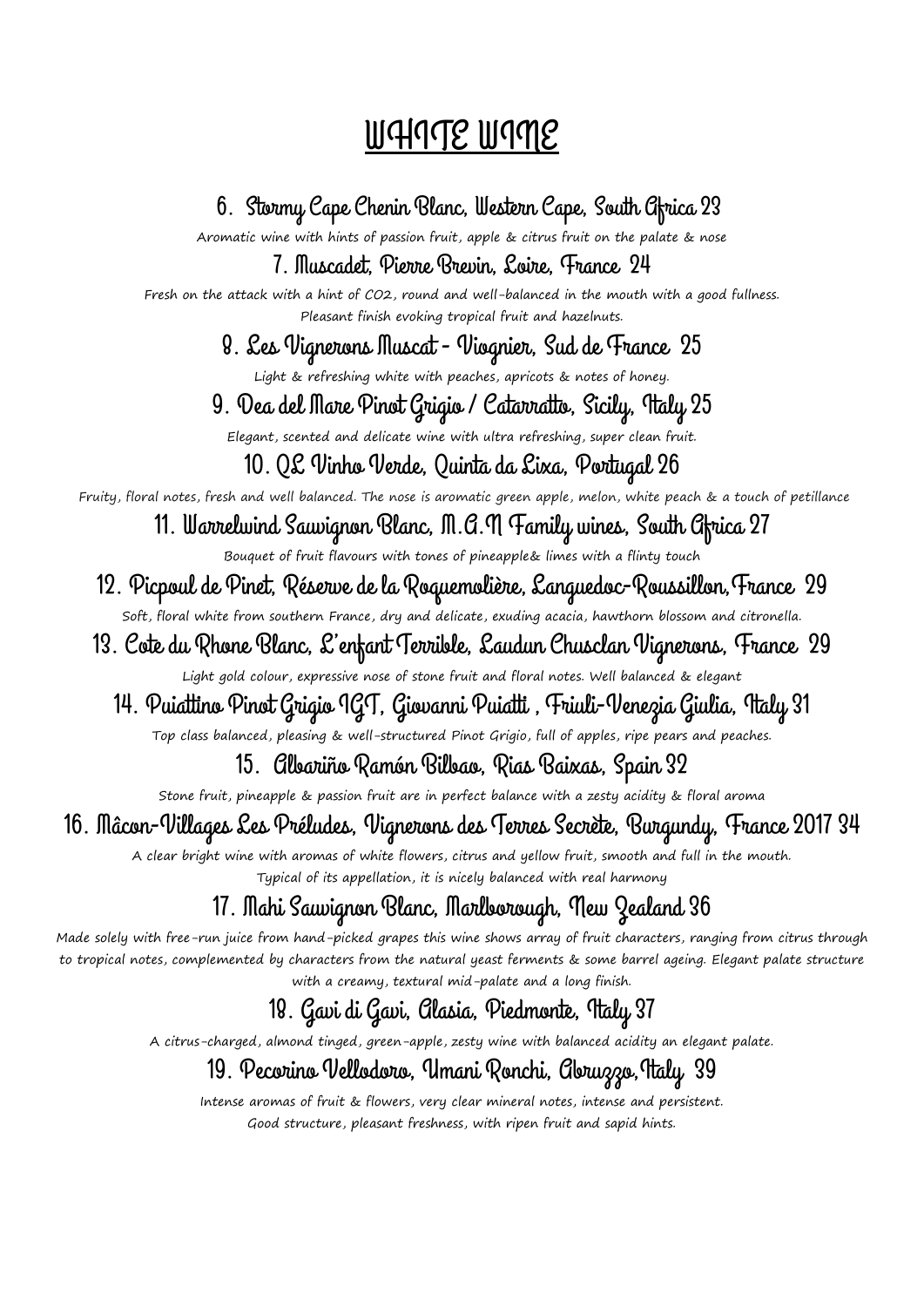# WHITE WINE

### 6. Stormy Cape Chenin Blanc, Western Cape, South Africa 23

Aromatic wine with hints of passion fruit, apple & citrus fruit on the palate & nose

### 7. Muscadet, Pierre Brevin, Loire, France 24

Fresh on the attack with a hint of $CO_2$, round and well-balanced in the mouth with a good fullness. Pleasant finish evoking tropical fruit and hazelnuts.

### 8. Les Vignerons Muscat - Viognier, Sud de France 25

Light & refreshing white with peaches, apricots & notes of honey.

### 9. Dea del Mare Pinot Grigio / Catarratto, Sicily, Italy 25

Elegant, scented and delicate wine with ultra refreshing, super clean fruit.

### 10. QL Vinho Verde, Quinta da Lixa, Portugal 26

Fruity, floral notes, fresh and well balanced. The nose is aromatic green apple, melon, white peach & a touch of petillance

### 11. Warrelwind Sauvignon Blanc, M.A.N Family wines, South Africa 27

Bouquet of fruit flavours with tones of pineapple& limes with a flinty touch

### 12. Picpoul de Pinet, Réserve de la Roquemolière, Languedoc-Roussillon,France 29

Soft, floral white from southern France, dry and delicate, exuding acacia, hawthorn blossom and citronella.

### 13. Cote du Rhone Blanc, L'enfant Terrible, Laudun Chusclan Vignerons, France 29

Light gold colour, expressive nose of stone fruit and floral notes. Well balanced & elegant

### 14. Puiattino Pinot Grigio IGT, Giovanni Puiatti , Friuli-Venezia Giulia, Italy 31

Top class balanced, pleasing & well-structured Pinot Grigio, full of apples, ripe pears and peaches.

### 15. Albariño Ramón Bilbao, Rias Baixas, Spain 32

Stone fruit, pineapple & passion fruit are in perfect balance with a zesty acidity & floral aroma

### 16. Mâcon-Villages Les Préludes, Vignerons des Terres Secrète, Burgundy, France 2017 34

A clear bright wine with aromas of white flowers, citrus and yellow fruit, smooth and full in the mouth. Typical of its appellation, it is nicely balanced with real harmony

### 17. Mahi Sauvignon Blanc, Marlborough, New Zealand 36

Made solely with free-run juice from hand-picked grapes this wine shows array of fruit characters, ranging from citrus through to tropical notes, complemented by characters from the natural yeast ferments & some barrel ageing. Elegant palate structure with a creamy, textural mid-palate and a long finish.

### 18. Gavi di Gavi, Alasia, Piedmonte, Italy 37

A citrus-charged, almond tinged, green-apple, zesty wine with balanced acidity an elegant palate.

### 19. Pecorino Vellodoro, Umani Ronchi, Abruzzo,Italy 39

Intense aromas of fruit & flowers, very clear mineral notes, intense and persistent. Good structure, pleasant freshness, with ripen fruit and sapid hints.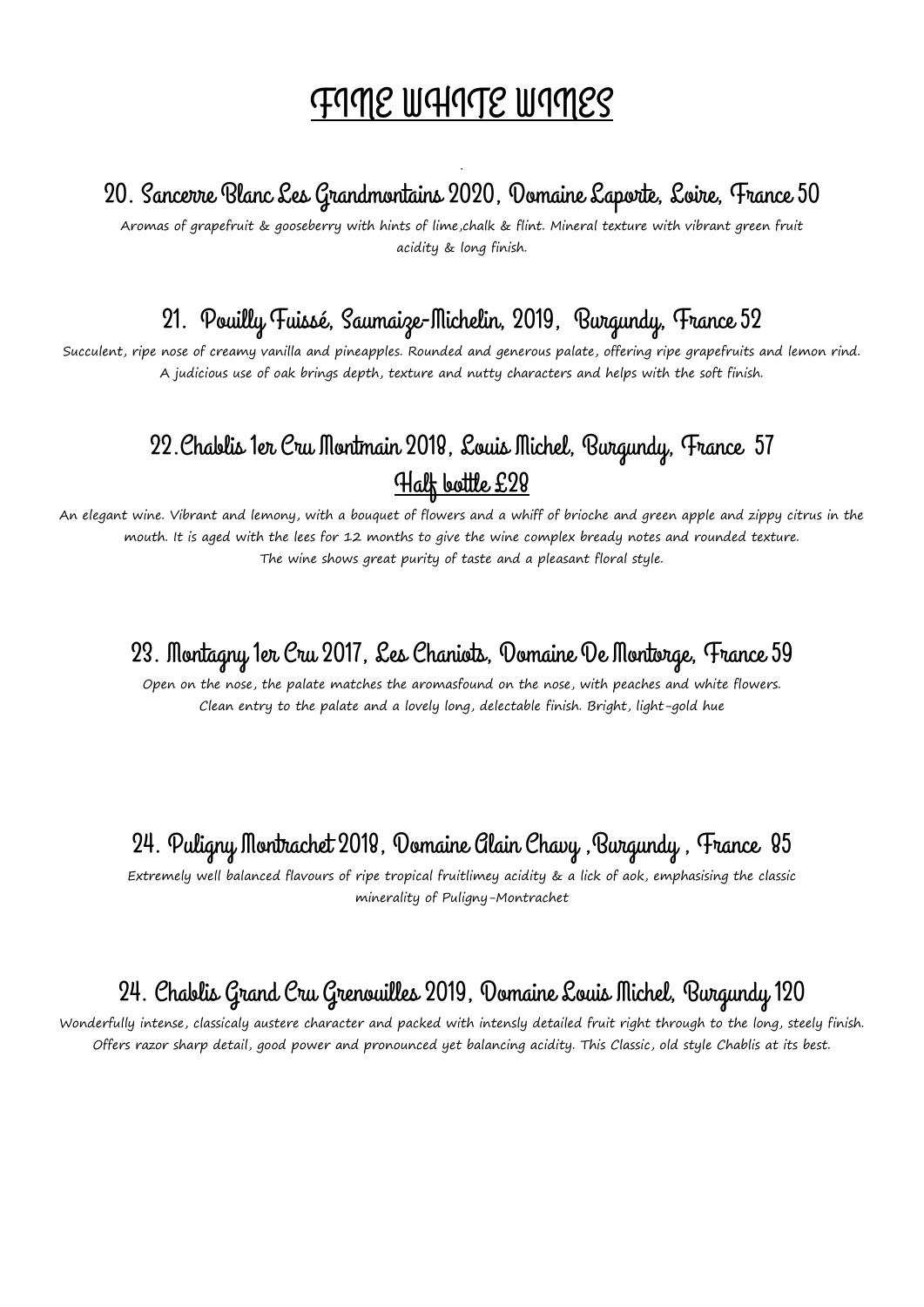# FINE WHITE WINES

## 20. Sancerre Blanc Les Grandmontains 2020, Domaine Laporte, Loire, France 50

Aromas of grapefruit & gooseberry with hints of lime,chalk & flint. Mineral texture with vibrant green fruit acidity & long finish.

## 21. Pouilly Fuissé, Saumaize-Michelin, 2019, Burgundy, France 52

Succulent, ripe nose of creamy vanilla and pineapples. Rounded and generous palate, offering ripe grapefruits and lemon rind. A judicious use of oak brings depth, texture and nutty characters and helps with the soft finish.

## 22.Chablis 1er Cru Montmain 2018, Louis Michel, Burgundy, France 57

**Half bottle £28**

An elegant wine. Vibrant and lemony, with a bouquet of flowers and a whiff of brioche and green apple and zippy citrus in the mouth. It is aged with the lees for 12 months to give the wine complex bready notes and rounded texture. The wine shows great purity of taste and a pleasant floral style.

## 23. Montagny 1er Cru 2017, Les Chaniots, Domaine De Montorge, France 59

Open on the nose, the palate matches the aromasfound on the nose, with peaches and white flowers. Clean entry to the palate and a lovely long, delectable finish. Bright, light-gold hue

## 24. Puligny Montrachet 2018, Domaine Alain Chavy ,Burgundy , France 85

Extremely well balanced flavours of ripe tropical fruitlimey acidity & a lick of aok, emphasising the classic minerality of Puligny-Montrachet

## 24. Chablis Grand Cru Grenouilles 2019, Domaine Louis Michel, Burgundy 120

Wonderfully intense, classicaly austere character and packed with intensly detailed fruit right through to the long, steely finish. Offers razor sharp detail, good power and pronounced yet balancing acidity. This Classic, old style Chablis at its best.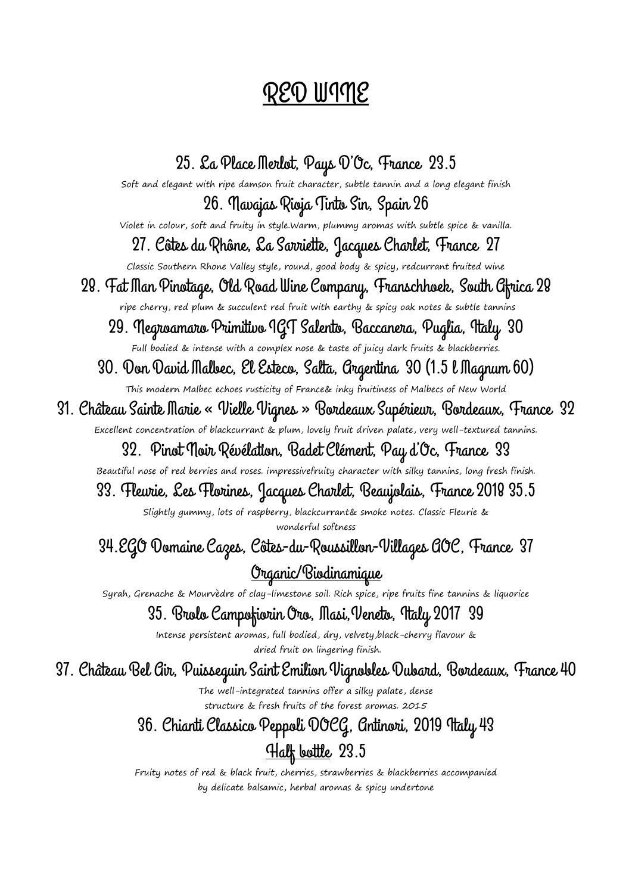# RED WINE

**25. La Place Merlot, Pays D'Oc, France 23.5**

Soft and elegant with ripe damson fruit character, subtle tannin and a long elegant finish

**26. Navajas Rioja Tinto Sin, Spain 26**

Violet in colour, soft and fruity in style.Warm, plummy aromas with subtle spice & vanilla.

**27. Côtes du Rhône, La Sarriette, Jacques Charlet, France 27**

Classic Southern Rhone Valley style, round, good body & spicy, redcurrant fruited wine

**28. Fat Man Pinotage, Old Road Wine Company, Franschhoek, South Africa 28**

ripe cherry, red plum & succulent red fruit with earthy & spicy oak notes & subtle tannins

**29. Negroamaro Primitivo IGT Salento, Baccanera, Puglia, Italy 30**

Full bodied & intense with a complex nose & taste of juicy dark fruits & blackberries.

**30. Don David Malbec, El Esteco, Salta, Argentina 30 (1.5 l Magnum 60)**

This modern Malbec echoes rusticity of France& inky fruitiness of Malbecs of New World

**31. Château Sainte Marie « Vielle Vignes » Bordeaux Supérieur, Bordeaux, France 32**

Excellent concentration of blackcurrant & plum, lovely fruit driven palate, very well-textured tannins.

**32. Pinot Noir Révélation, Badet Clément, Pay d'Oc, France 33**

Beautiful nose of red berries and roses. impressivefruity character with silky tannins, long fresh finish.

**33. Fleurie, Les Florines, Jacques Charlet, Beaujolais, France 2018 35.5**

Slightly gummy, lots of raspberry, blackcurrant& smoke notes. Classic Fleurie & wonderful softness

**34.EGO Domaine Cazes, Côtes-du-Roussillon-Villages AOC, France 37**

**Organic/Biodinamique**

Syrah, Grenache & Mourvèdre of clay-limestone soil. Rich spice, ripe fruits fine tannins & liquorice

**35. Brolo Campofiorin Oro, Masi,Veneto, Italy 2017 39**

Intense persistent aromas, full bodied, dry, velvety,black-cherry flavour & dried fruit on lingering finish.

**37. Château Bel Air, Puisseguin Saint Emilion Vignobles Dubard, Bordeaux, France 40**

The well-integrated tannins offer a silky palate, dense structure & fresh fruits of the forest aromas. 2015

**36. Chianti Classico Peppoli DOCG, Antinori, 2019 Italy 43**

**Half bottle 23.5**

Fruity notes of red & black fruit, cherries, strawberries & blackberries accompanied by delicate balsamic, herbal aromas & spicy undertone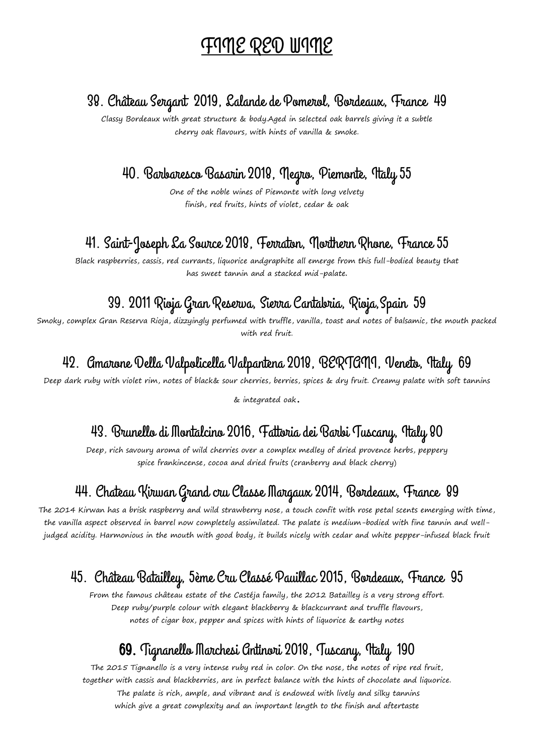# FINE RED WINE

## 38. Château Sergant 2019, Lalande de Pomerol, Bordeaux, France 49

Classy Bordeaux with great structure & body.Aged in selected oak barrels giving it a subtle cherry oak flavours, with hints of vanilla & smoke.

## 40. Barbaresco Basarin 2018, Negro, Piemonte, Italy 55

One of the noble wines of Piemonte with long velvety finish, red fruits, hints of violet, cedar & oak

## 41. Saint-Joseph La Source 2018, Ferraton, Northern Rhone, France 55

Black raspberries, cassis, red currants, liquorice andgraphite all emerge from this full-bodied beauty that has sweet tannin and a stacked mid-palate.

## 39. 2011 Rioja Gran Reserva, Sierra Cantabria, Rioja,Spain 59

Smoky, complex Gran Reserva Rioja, dizzyingly perfumed with truffle, vanilla, toast and notes of balsamic, the mouth packed with red fruit.

## 42. Amarone Della Valpolicella Valpantena 2018, BERTANI, Veneto, Italy 69

Deep dark ruby with violet rim, notes of black& sour cherries, berries, spices & dry fruit. Creamy palate with soft tannins & integrated oak.

## 43. Brunello di Montalcino 2016, Fattoria dei Barbi Tuscany, Italy 80

Deep, rich savoury aroma of wild cherries over a complex medley of dried provence herbs, peppery spice frankincense, cocoa and dried fruits (cranberry and black cherry)

## 44. Chateau Kirwan Grand cru Classe Margaux 2014, Bordeaux, France 89

The 2014 Kirwan has a brisk raspberry and wild strawberry nose, a touch confit with rose petal scents emerging with time, the vanilla aspect observed in barrel now completely assimilated. The palate is medium-bodied with fine tannin and well-judged acidity. Harmonious in the mouth with good body, it builds nicely with cedar and white pepper-infused black fruit

## 45. Château Batailley, 5ème Cru Classé Pauillac 2015, Bordeaux, France 95

From the famous château estate of the Castéja family, the 2012 Batailley is a very strong effort. Deep ruby/purple colour with elegant blackberry & blackcurrant and truffle flavours, notes of cigar box, pepper and spices with hints of liquorice & earthy notes

## 69. Tignanello Marchesi Antinori 2018, Tuscany, Italy 190

The 2015 Tignanello is a very intense ruby red in color. On the nose, the notes of ripe red fruit, together with cassis and blackberries, are in perfect balance with the hints of chocolate and liquorice. The palate is rich, ample, and vibrant and is endowed with lively and silky tannins which give a great complexity and an important length to the finish and aftertaste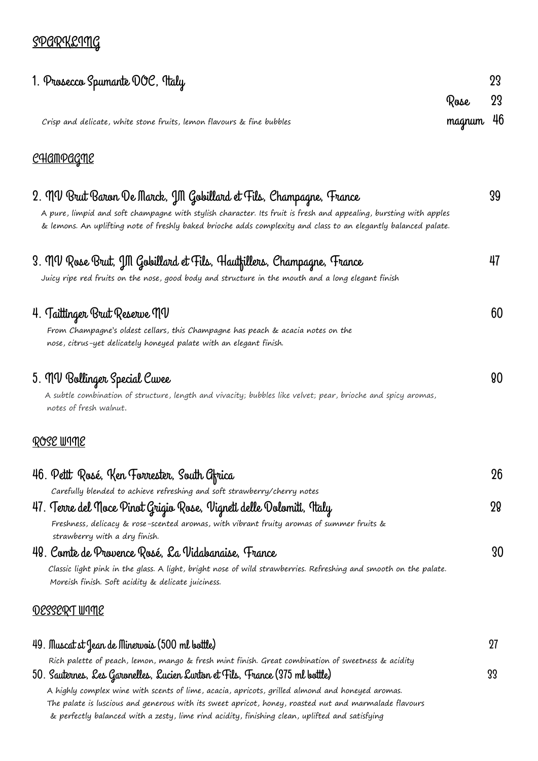## SPARKLING

**1. Prosecco Spumante DOC, Italy** — 23

Rose — 23

magnum — 46

Crisp and delicate, white stone fruits, lemon flavours & fine bubbles

## CHAMPAGNE

**2. NV Brut Baron De Marck, JM Gobillard et Fils, Champagne, France** — 39

A pure, limpid and soft champagne with stylish character. Its fruit is fresh and appealing, bursting with apples & lemons. An uplifting note of freshly baked brioche adds complexity and class to an elegantly balanced palate.

**3. NV Rose Brut, JM Gobillard et Fils, Hautfillers, Champagne, France** — 47

Juicy ripe red fruits on the nose, good body and structure in the mouth and a long elegant finish

**4. Taittinger Brut Reserve NV** — 60

From Champagne's oldest cellars, this Champagne has peach & acacia notes on the nose, citrus-yet delicately honeyed palate with an elegant finish.

**5. NV Bollinger Special Cuvee** — 80

A subtle combination of structure, length and vivacity; bubbles like velvet; pear, brioche and spicy aromas, notes of fresh walnut.

## ROSE WINE

**46. Petit Rosé, Ken Forrester, South Africa** — 26

Carefully blended to achieve refreshing and soft strawberry/cherry notes

**47. Terre del Noce Pinot Grigio Rose, Vigneti delle Dolomiti, Italy** — 28

Freshness, delicacy & rose-scented aromas, with vibrant fruity aromas of summer fruits & strawberry with a dry finish.

**48. Comte de Provence Rosé, La Vidabanaise, France** — 30

Classic light pink in the glass. A light, bright nose of wild strawberries. Refreshing and smooth on the palate. Moreish finish. Soft acidity & delicate juiciness.

## DESSERT WINE

**49. Muscat st Jean de Minervois (500 ml bottle)** — 27

Rich palette of peach, lemon, mango & fresh mint finish. Great combination of sweetness & acidity

**50. Sauternes, Les Garonelles, Lucien Lurton et Fils, France (375 ml bottle)** — 33

A highly complex wine with scents of lime, acacia, apricots, grilled almond and honeyed aromas. The palate is luscious and generous with its sweet apricot, honey, roasted nut and marmalade flavours & perfectly balanced with a zesty, lime rind acidity, finishing clean, uplifted and satisfying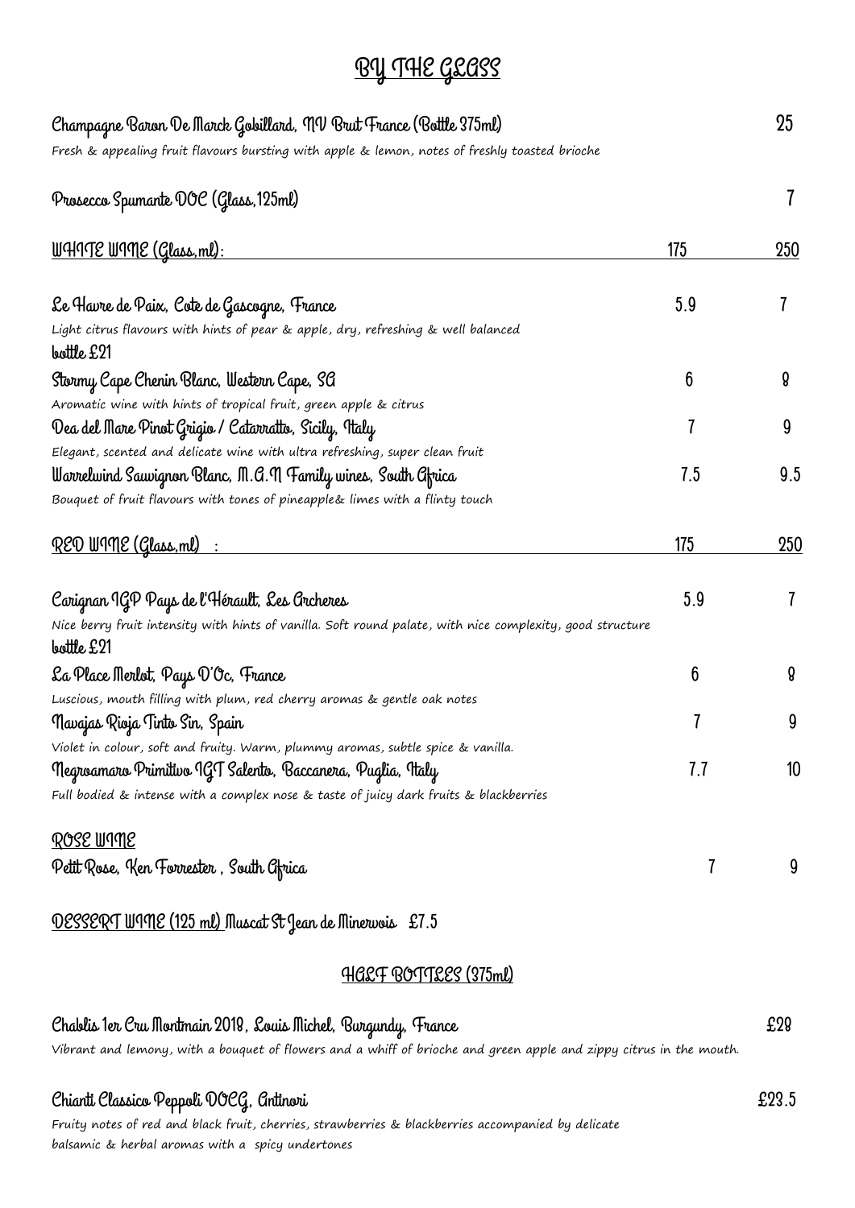# BY THE GLASS

**Champagne Baron De Marck Gobillard, NV Brut France (Bottle 375ml)** — 25

Fresh & appealing fruit flavours bursting with apple & lemon, notes of freshly toasted brioche

**Prosecco Spumante DOC (Glass, 125ml)** — 7

| WHITE WINE (Glass, ml): | 175 | 250 |
|---|---|---|
| **Le Havre de Paix, Cote de Gascogne, France**<br>Light citrus flavours with hints of pear & apple, dry, refreshing & well balanced<br>bottle £21 | 5.9 | 7 |
| **Stormy Cape Chenin Blanc, Western Cape, SA**<br>Aromatic wine with hints of tropical fruit, green apple & citrus | 6 | 8 |
| **Dea del Mare Pinot Grigio / Catarratto, Sicily, Italy**<br>Elegant, scented and delicate wine with ultra refreshing, super clean fruit | 7 | 9 |
| **Warrelwind Sauvignon Blanc, M.A.N Family wines, South Africa**<br>Bouquet of fruit flavours with tones of pineapple& limes with a flinty touch | 7.5 | 9.5 |

| RED WINE (Glass, ml) : | 175 | 250 |
|---|---|---|
| **Carignan IGP Pays de l'Hérault, Les Archeres**<br>Nice berry fruit intensity with hints of vanilla. Soft round palate, with nice complexity, good structure<br>bottle £21 | 5.9 | 7 |
| **La Place Merlot, Pays D'Oc, France**<br>Luscious, mouth filling with plum, red cherry aromas & gentle oak notes | 6 | 8 |
| **Navajas Rioja Tinto Sin, Spain**<br>Violet in colour, soft and fruity. Warm, plummy aromas, subtle spice & vanilla. | 7 | 9 |
| **Negroamaro Primitivo IGT Salento, Baccanera, Puglia, Italy**<br>Full bodied & intense with a complex nose & taste of juicy dark fruits & blackberries | 7.7 | 10 |

| ROSE WINE | | |
|---|---|---|
| **Petit Rose, Ken Forrester , South Africa** | 7 | 9 |

**DESSERT WINE (125 ml)** Muscat St Jean de Minervois £7.5

## HALF BOTTLES (375ml)

**Chablis 1er Cru Montmain 2018, Louis Michel, Burgundy, France** — £28

Vibrant and lemony, with a bouquet of flowers and a whiff of brioche and green apple and zippy citrus in the mouth.

**Chianti Classico Peppoli DOCG, Antinori** — £23.5

Fruity notes of red and black fruit, cherries, strawberries & blackberries accompanied by delicate balsamic & herbal aromas with a spicy undertones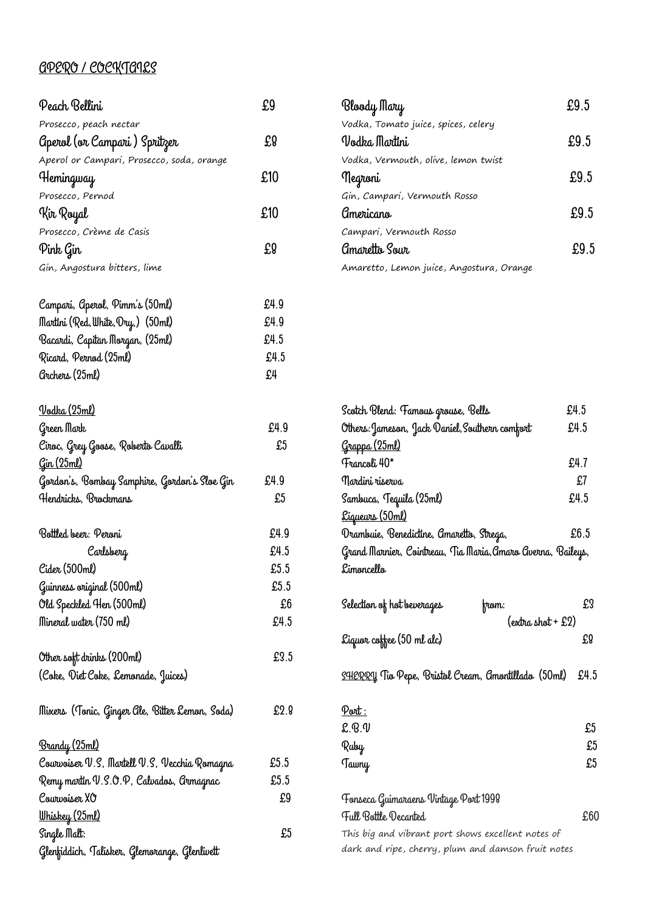## APERO / COCKTAILS

| | |
|---|---|
| **Peach Bellini** | £9 |
| Prosecco, peach nectar | |
| **Aperol (or Campari ) Spritzer** | £8 |
| Aperol or Campari, Prosecco, soda, orange | |
| **Hemingway** | £10 |
| Prosecco, Pernod | |
| **Kir Royal** | £10 |
| Prosecco, Crème de Casis | |
| **Pink Gin** | £8 |
| Gin, Angostura bitters, lime | |

| | |
|---|---|
| **Bloody Mary** | £9.5 |
| Vodka, Tomato juice, spices, celery | |
| **Vodka Martini** | £9.5 |
| Vodka, Vermouth, olive, lemon twist | |
| **Negroni** | £9.5 |
| Gin, Campari, Vermouth Rosso | |
| **Americano** | £9.5 |
| Campari, Vermouth Rosso | |
| **Amaretto Sour** | £9.5 |
| Amaretto, Lemon juice, Angostura, Orange | |

| | |
|---|---|
| Campari, Aperol, Pimm's (50ml) | £4.9 |
| Martini (Red, White, Dry,) (50ml) | £4.9 |
| Bacardi, Capitan Morgan, (25ml) | £4.5 |
| Ricard, Pernod (25ml) | £4.5 |
| Archers (25ml) | £4 |

<u>Vodka (25ml)</u>

| | |
|---|---|
| Green Mark | £4.9 |
| Ciroc, Grey Goose, Roberto Cavalli | £5 |

<u>Gin (25ml)</u>

| | |
|---|---|
| Gordon's, Bombay Samphire, Gordon's Sloe Gin | £4.9 |
| Hendricks, Brockmans | £5 |

| | |
|---|---|
| Bottled beer: Peroni | £4.9 |
| Carlsberg | £4.5 |
| Cider (500ml) | £5.5 |
| Guinness original (500ml) | £5.5 |
| Old Speckled Hen (500ml) | £6 |
| Mineral water (750 ml) | £4.5 |

| | |
|---|---|
| Other soft drinks (200ml) | £3.5 |
| (Coke, Diet Coke, Lemonade, Juices) | |

| | |
|---|---|
| Mixers (Tonic, Ginger Ale, Bitter Lemon, Soda) | £2.8 |

<u>Brandy (25ml)</u>

| | |
|---|---|
| Courvoiser V.S, Martell V.S, Vecchia Romagna | £5.5 |
| Remy martin V.S.O.P, Calvados, Armagnac | £5.5 |
| Courvoiser XO | £9 |

<u>Whiskey (25ml)</u>

| | |
|---|---|
| Single Malt: | £5 |
| Glenfiddich, Talisker, Glemorange, Glenlivett | |
| Scotch Blend: Famous grouse, Bells | £4.5 |
| Others: Jameson, Jack Daniel, Southern comfort | £4.5 |

<u>Grappa (25ml)</u>

| | |
|---|---|
| Francoli 40* | £4.7 |
| Nardini riserva | £7 |
| Sambuca, Tequila (25ml) | £4.5 |

<u>Liqueurs (50ml)</u>

| | |
|---|---|
| Drambuie, Benedictine, Amaretto, Strega, Grand Marnier, Cointreau, Tia Maria, Amaro Averna, Baileys, Limoncello | £6.5 |

| | |
|---|---|
| Selection of hot beverages from: | £3 |
| (extra shot + £2) | |
| Liquor coffee (50 ml alc) | £8 |

| | |
|---|---|
| <u>SHERRY</u> Tio Pepe, Bristol Cream, Amontillado (50ml) | £4.5 |

<u>Port :</u>

| | |
|---|---|
| L.B.V | £5 |
| Ruby | £5 |
| Tawny | £5 |

| | |
|---|---|
| Fonseca Guimaraens Vintage Port 1998 | |
| Full Bottle Decanted | £60 |

This big and vibrant port shows excellent notes of dark and ripe, cherry, plum and damson fruit notes